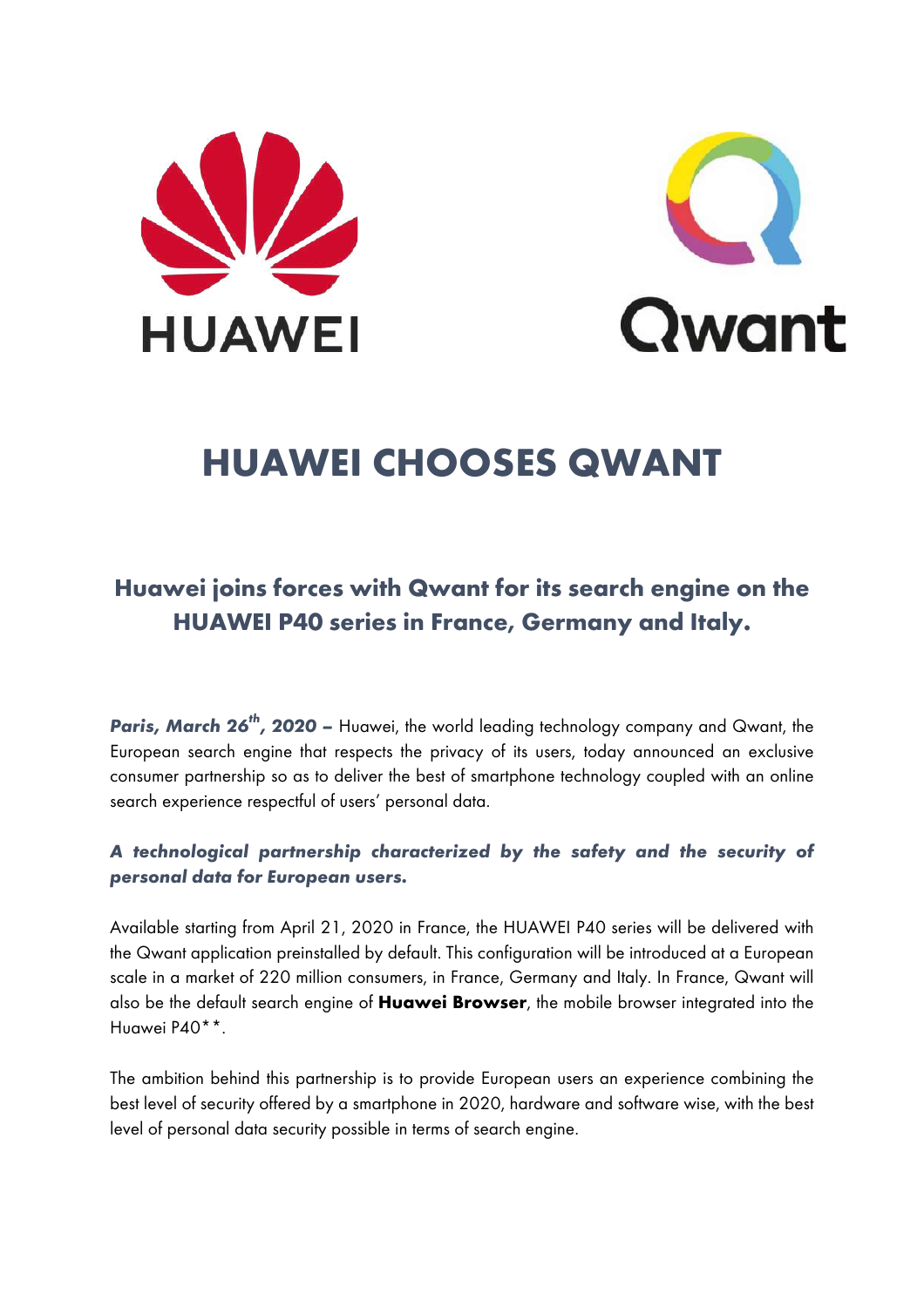# HUAWEI CHOOSES QWANT

## Huawei joins forces with Qwant for its search engine on the HUAWEI P40 series in France, Germany and Italy.

***Paris, March 26th, 2020 –*** Huawei, the world leading technology company and Qwant, the European search engine that respects the privacy of its users, today announced an exclusive consumer partnership so as to deliver the best of smartphone technology coupled with an online search experience respectful of users' personal data.

***A technological partnership characterized by the safety and the security of personal data for European users.***

Available starting from April 21, 2020 in France, the HUAWEI P40 series will be delivered with the Qwant application preinstalled by default. This configuration will be introduced at a European scale in a market of 220 million consumers, in France, Germany and Italy. In France, Qwant will also be the default search engine of **Huawei Browser**, the mobile browser integrated into the Huawei P40**.

The ambition behind this partnership is to provide European users an experience combining the best level of security offered by a smartphone in 2020, hardware and software wise, with the best level of personal data security possible in terms of search engine.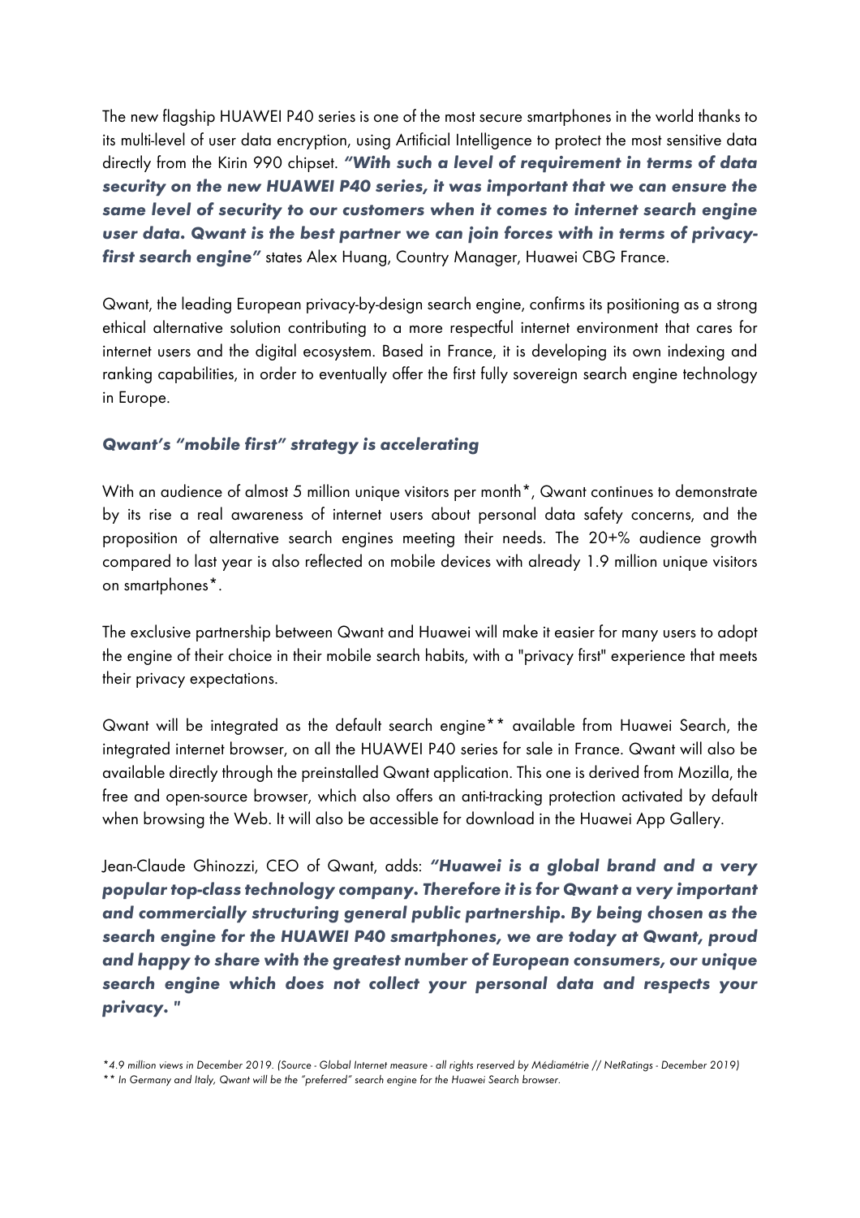The new flagship HUAWEI P40 series is one of the most secure smartphones in the world thanks to its multi-level of user data encryption, using Artificial Intelligence to protect the most sensitive data directly from the Kirin 990 chipset. ***"With such a level of requirement in terms of data security on the new HUAWEI P40 series, it was important that we can ensure the same level of security to our customers when it comes to internet search engine user data. Qwant is the best partner we can join forces with in terms of privacy-first search engine"*** states Alex Huang, Country Manager, Huawei CBG France.

Qwant, the leading European privacy-by-design search engine, confirms its positioning as a strong ethical alternative solution contributing to a more respectful internet environment that cares for internet users and the digital ecosystem. Based in France, it is developing its own indexing and ranking capabilities, in order to eventually offer the first fully sovereign search engine technology in Europe.

### *Qwant's "mobile first" strategy is accelerating*

With an audience of almost 5 million unique visitors per month*, Qwant continues to demonstrate by its rise a real awareness of internet users about personal data safety concerns, and the proposition of alternative search engines meeting their needs. The 20+% audience growth compared to last year is also reflected on mobile devices with already 1.9 million unique visitors on smartphones*.

The exclusive partnership between Qwant and Huawei will make it easier for many users to adopt the engine of their choice in their mobile search habits, with a "privacy first" experience that meets their privacy expectations.

Qwant will be integrated as the default search engine** available from Huawei Search, the integrated internet browser, on all the HUAWEI P40 series for sale in France. Qwant will also be available directly through the preinstalled Qwant application. This one is derived from Mozilla, the free and open-source browser, which also offers an anti-tracking protection activated by default when browsing the Web. It will also be accessible for download in the Huawei App Gallery.

Jean-Claude Ghinozzi, CEO of Qwant, adds: ***"Huawei is a global brand and a very popular top-class technology company. Therefore it is for Qwant a very important and commercially structuring general public partnership. By being chosen as the search engine for the HUAWEI P40 smartphones, we are today at Qwant, proud and happy to share with the greatest number of European consumers, our unique search engine which does not collect your personal data and respects your privacy. "***

*\*4.9 million views in December 2019. (Source - Global Internet measure - all rights reserved by Médiamétrie // NetRatings - December 2019)*

*\*\* In Germany and Italy, Qwant will be the "preferred" search engine for the Huawei Search browser.*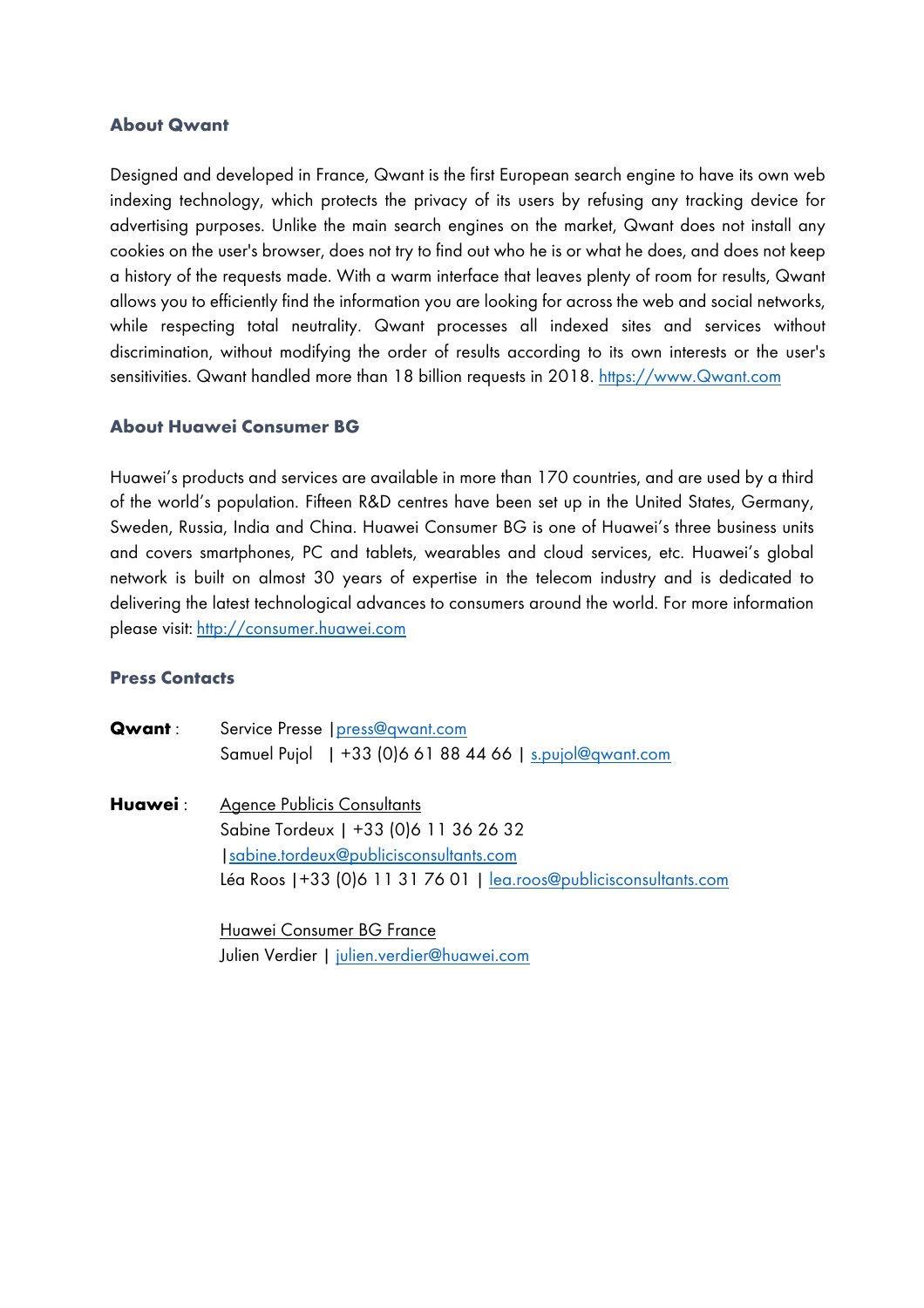### About Qwant

Designed and developed in France, Qwant is the first European search engine to have its own web indexing technology, which protects the privacy of its users by refusing any tracking device for advertising purposes. Unlike the main search engines on the market, Qwant does not install any cookies on the user's browser, does not try to find out who he is or what he does, and does not keep a history of the requests made. With a warm interface that leaves plenty of room for results, Qwant allows you to efficiently find the information you are looking for across the web and social networks, while respecting total neutrality. Qwant processes all indexed sites and services without discrimination, without modifying the order of results according to its own interests or the user's sensitivities. Qwant handled more than 18 billion requests in 2018. https://www.Qwant.com

### About Huawei Consumer BG

Huawei's products and services are available in more than 170 countries, and are used by a third of the world's population. Fifteen R&D centres have been set up in the United States, Germany, Sweden, Russia, India and China. Huawei Consumer BG is one of Huawei's three business units and covers smartphones, PC and tablets, wearables and cloud services, etc. Huawei's global network is built on almost 30 years of expertise in the telecom industry and is dedicated to delivering the latest technological advances to consumers around the world. For more information please visit: http://consumer.huawei.com

### Press Contacts

**Qwant** : Service Presse | press@qwant.com
Samuel Pujol | +33 (0)6 61 88 44 66 | s.pujol@qwant.com

**Huawei** : Agence Publicis Consultants
Sabine Tordeux | +33 (0)6 11 36 26 32 | sabine.tordeux@publicisconsultants.com
Léa Roos | +33 (0)6 11 31 76 01 | lea.roos@publicisconsultants.com

Huawei Consumer BG France
Julien Verdier | julien.verdier@huawei.com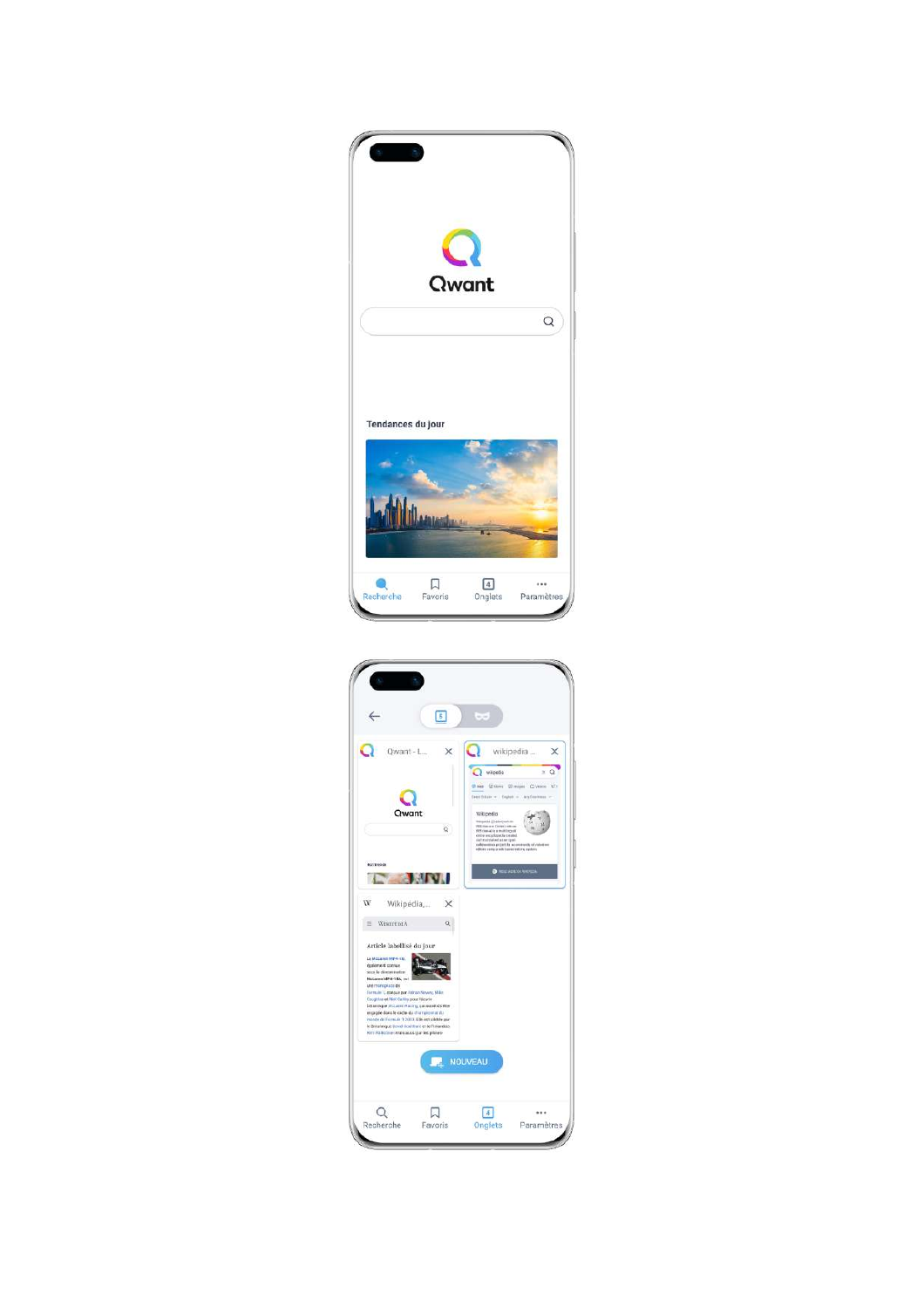Qwant

Tendances du jour

Recherche Favoris Onglets Paramètres

Qwant - L... wikipedia ...

Wikipédia,...

Article labellisé du jour

NOUVEAU

Recherche Favoris Onglets Paramètres